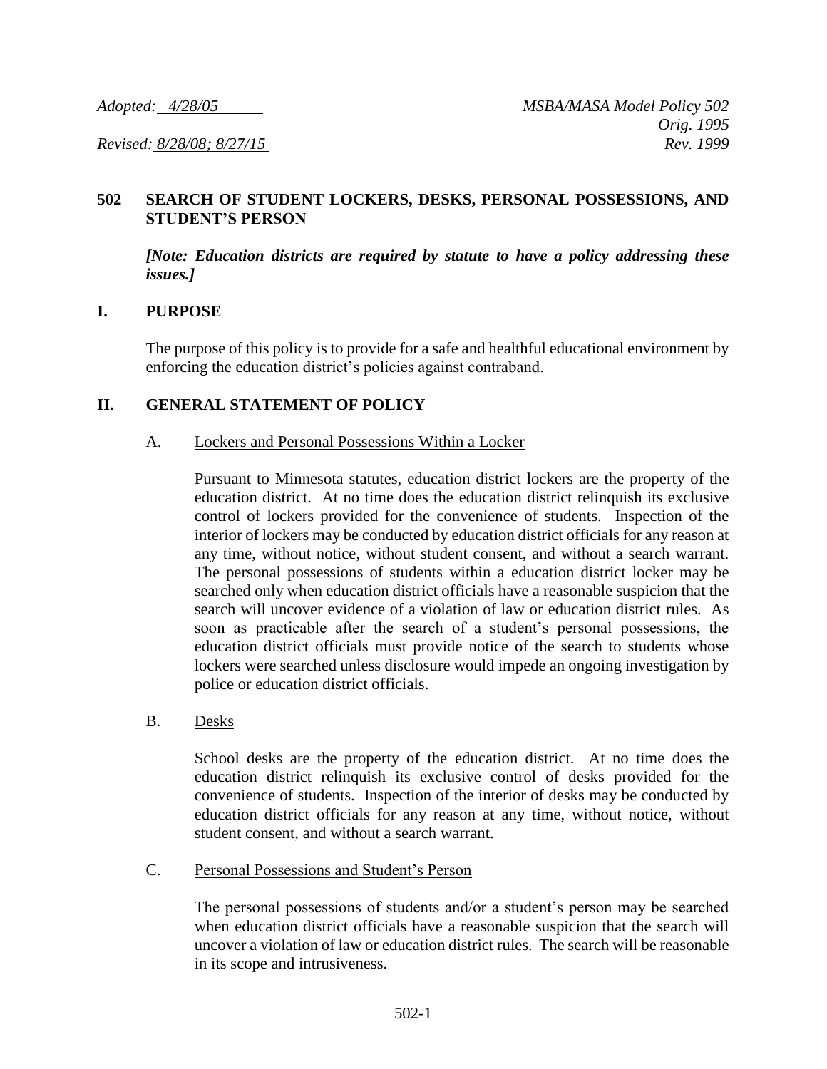*Adopted: 4/28/05* *MSBA/MASA Model Policy 502*
*Orig. 1995*
*Revised: 8/28/08; 8/27/15* *Rev. 1999*

## 502 SEARCH OF STUDENT LOCKERS, DESKS, PERSONAL POSSESSIONS, AND STUDENT'S PERSON

***[Note: Education districts are required by statute to have a policy addressing these issues.]***

### I. PURPOSE

The purpose of this policy is to provide for a safe and healthful educational environment by enforcing the education district's policies against contraband.

### II. GENERAL STATEMENT OF POLICY

A. Lockers and Personal Possessions Within a Locker

Pursuant to Minnesota statutes, education district lockers are the property of the education district. At no time does the education district relinquish its exclusive control of lockers provided for the convenience of students. Inspection of the interior of lockers may be conducted by education district officials for any reason at any time, without notice, without student consent, and without a search warrant. The personal possessions of students within a education district locker may be searched only when education district officials have a reasonable suspicion that the search will uncover evidence of a violation of law or education district rules. As soon as practicable after the search of a student's personal possessions, the education district officials must provide notice of the search to students whose lockers were searched unless disclosure would impede an ongoing investigation by police or education district officials.

B. Desks

School desks are the property of the education district. At no time does the education district relinquish its exclusive control of desks provided for the convenience of students. Inspection of the interior of desks may be conducted by education district officials for any reason at any time, without notice, without student consent, and without a search warrant.

C. Personal Possessions and Student's Person

The personal possessions of students and/or a student's person may be searched when education district officials have a reasonable suspicion that the search will uncover a violation of law or education district rules. The search will be reasonable in its scope and intrusiveness.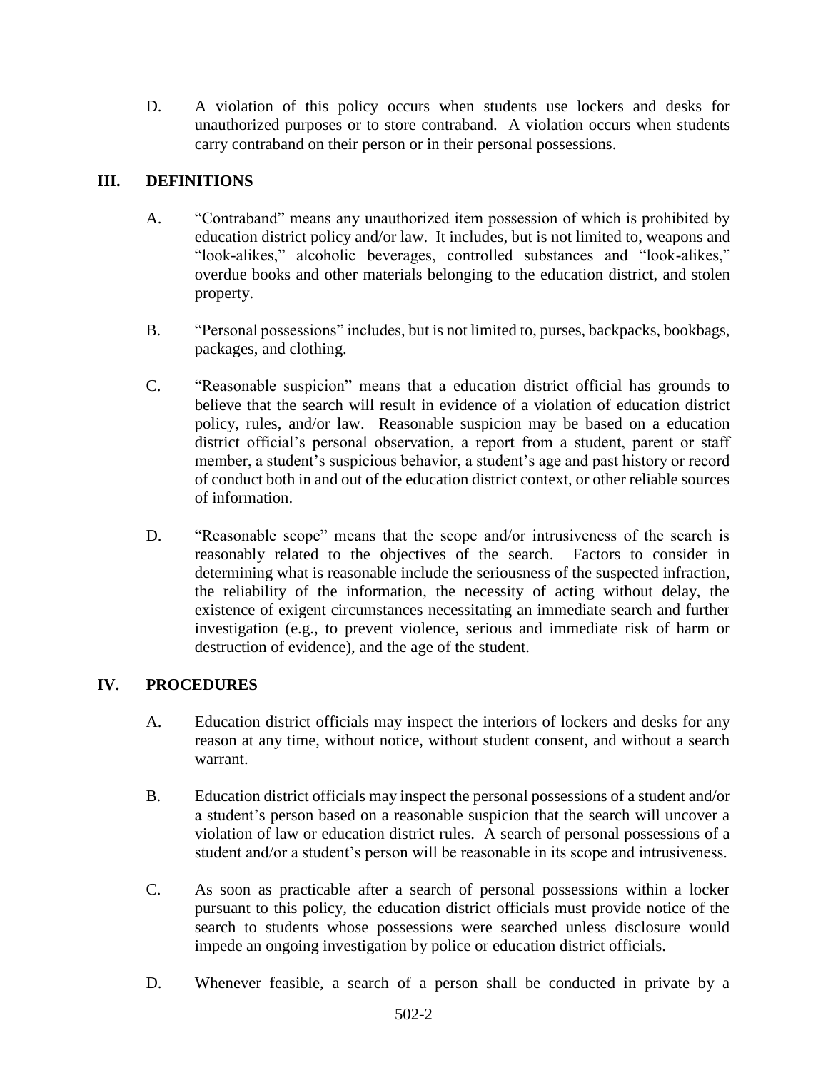D. A violation of this policy occurs when students use lockers and desks for unauthorized purposes or to store contraband. A violation occurs when students carry contraband on their person or in their personal possessions.

## III. DEFINITIONS

A. "Contraband" means any unauthorized item possession of which is prohibited by education district policy and/or law. It includes, but is not limited to, weapons and "look-alikes," alcoholic beverages, controlled substances and "look-alikes," overdue books and other materials belonging to the education district, and stolen property.

B. "Personal possessions" includes, but is not limited to, purses, backpacks, bookbags, packages, and clothing.

C. "Reasonable suspicion" means that a education district official has grounds to believe that the search will result in evidence of a violation of education district policy, rules, and/or law. Reasonable suspicion may be based on a education district official's personal observation, a report from a student, parent or staff member, a student's suspicious behavior, a student's age and past history or record of conduct both in and out of the education district context, or other reliable sources of information.

D. "Reasonable scope" means that the scope and/or intrusiveness of the search is reasonably related to the objectives of the search. Factors to consider in determining what is reasonable include the seriousness of the suspected infraction, the reliability of the information, the necessity of acting without delay, the existence of exigent circumstances necessitating an immediate search and further investigation (e.g., to prevent violence, serious and immediate risk of harm or destruction of evidence), and the age of the student.

## IV. PROCEDURES

A. Education district officials may inspect the interiors of lockers and desks for any reason at any time, without notice, without student consent, and without a search warrant.

B. Education district officials may inspect the personal possessions of a student and/or a student's person based on a reasonable suspicion that the search will uncover a violation of law or education district rules. A search of personal possessions of a student and/or a student's person will be reasonable in its scope and intrusiveness.

C. As soon as practicable after a search of personal possessions within a locker pursuant to this policy, the education district officials must provide notice of the search to students whose possessions were searched unless disclosure would impede an ongoing investigation by police or education district officials.

D. Whenever feasible, a search of a person shall be conducted in private by a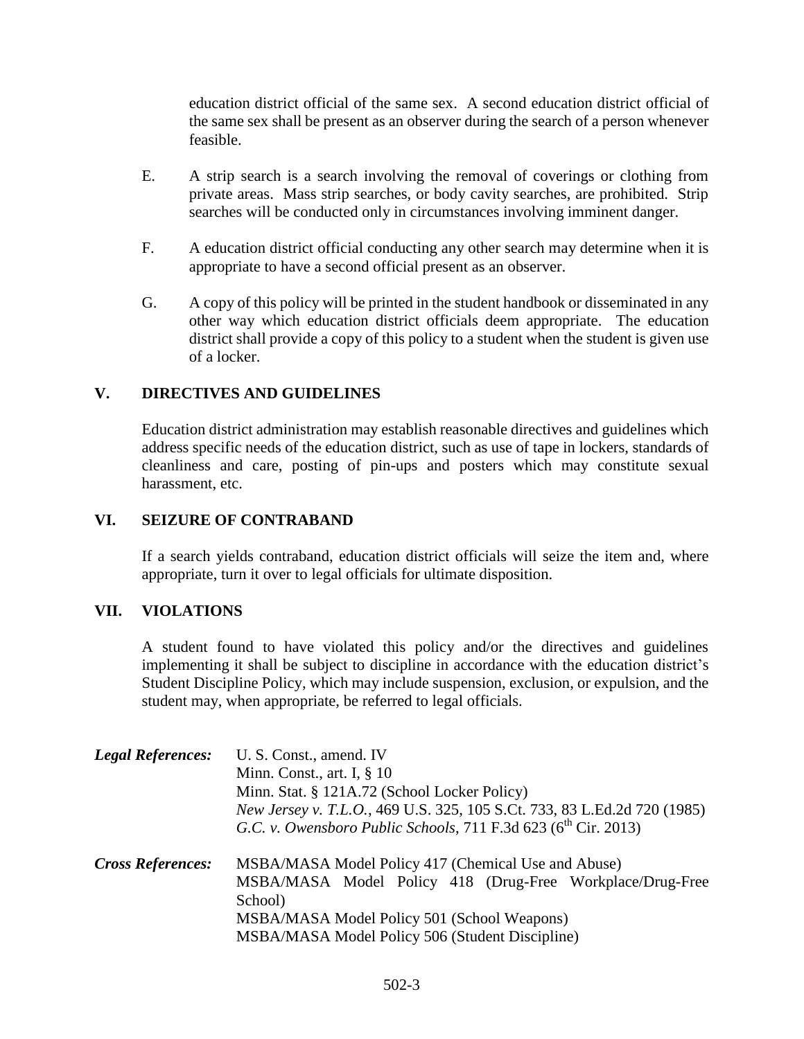education district official of the same sex. A second education district official of the same sex shall be present as an observer during the search of a person whenever feasible.

E. A strip search is a search involving the removal of coverings or clothing from private areas. Mass strip searches, or body cavity searches, are prohibited. Strip searches will be conducted only in circumstances involving imminent danger.

F. A education district official conducting any other search may determine when it is appropriate to have a second official present as an observer.

G. A copy of this policy will be printed in the student handbook or disseminated in any other way which education district officials deem appropriate. The education district shall provide a copy of this policy to a student when the student is given use of a locker.

## V. DIRECTIVES AND GUIDELINES

Education district administration may establish reasonable directives and guidelines which address specific needs of the education district, such as use of tape in lockers, standards of cleanliness and care, posting of pin-ups and posters which may constitute sexual harassment, etc.

## VI. SEIZURE OF CONTRABAND

If a search yields contraband, education district officials will seize the item and, where appropriate, turn it over to legal officials for ultimate disposition.

## VII. VIOLATIONS

A student found to have violated this policy and/or the directives and guidelines implementing it shall be subject to discipline in accordance with the education district's Student Discipline Policy, which may include suspension, exclusion, or expulsion, and the student may, when appropriate, be referred to legal officials.

***Legal References:***
U. S. Const., amend. IV
Minn. Const., art. I, § 10
Minn. Stat. § 121A.72 (School Locker Policy)
*New Jersey v. T.L.O.*, 469 U.S. 325, 105 S.Ct. 733, 83 L.Ed.2d 720 (1985)
*G.C. v. Owensboro Public Schools*, 711 F.3d 623 (6th Cir. 2013)

***Cross References:***
MSBA/MASA Model Policy 417 (Chemical Use and Abuse)
MSBA/MASA Model Policy 418 (Drug-Free Workplace/Drug-Free School)
MSBA/MASA Model Policy 501 (School Weapons)
MSBA/MASA Model Policy 506 (Student Discipline)